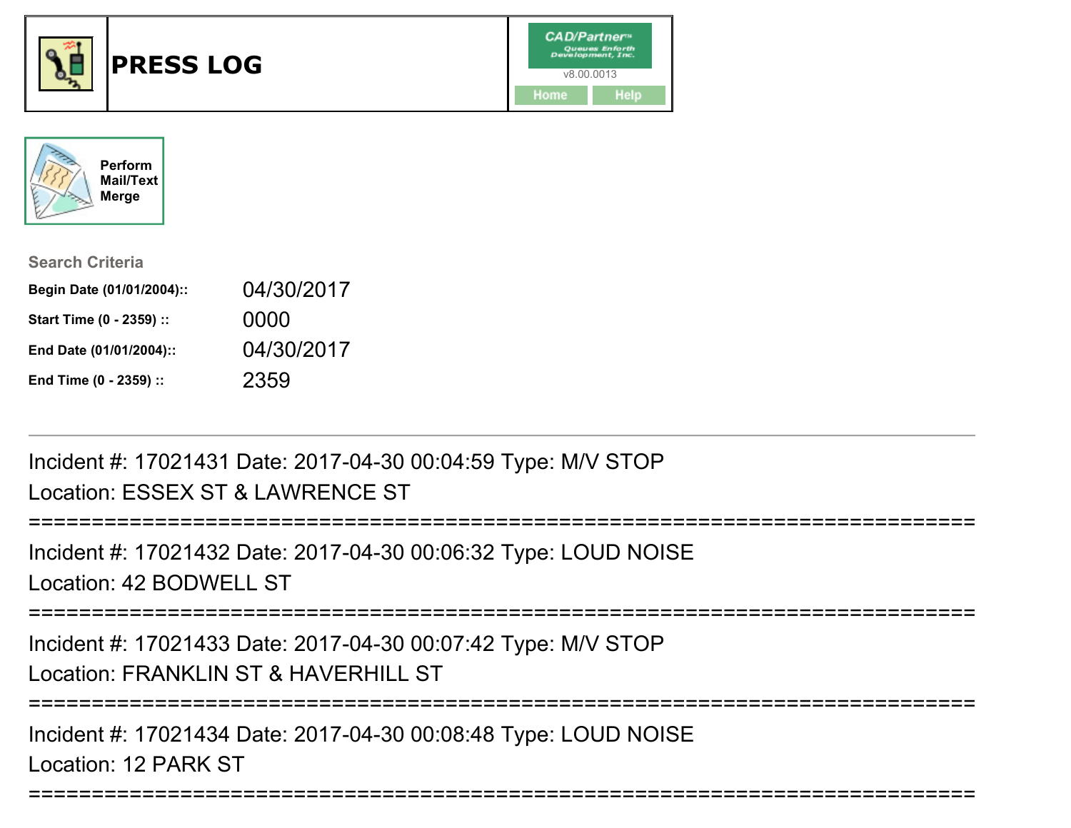# PRESS LOG

CAD/Partner™ Queues Enforth Development, Inc. v8.00.0013

Home | Help

Perform Mail/Text Merge

**Search Criteria**

| | |
|---|---|
| **Begin Date (01/01/2004)::** | 04/30/2017 |
| **Start Time (0 - 2359) ::** | 0000 |
| **End Date (01/01/2004)::** | 04/30/2017 |
| **End Time (0 - 2359) ::** | 2359 |

---

Incident #: 17021431 Date: 2017-04-30 00:04:59 Type: M/V STOP
Location: ESSEX ST & LAWRENCE ST

===========================================================================

Incident #: 17021432 Date: 2017-04-30 00:06:32 Type: LOUD NOISE
Location: 42 BODWELL ST

===========================================================================

Incident #: 17021433 Date: 2017-04-30 00:07:42 Type: M/V STOP
Location: FRANKLIN ST & HAVERHILL ST

===========================================================================

Incident #: 17021434 Date: 2017-04-30 00:08:48 Type: LOUD NOISE
Location: 12 PARK ST

===========================================================================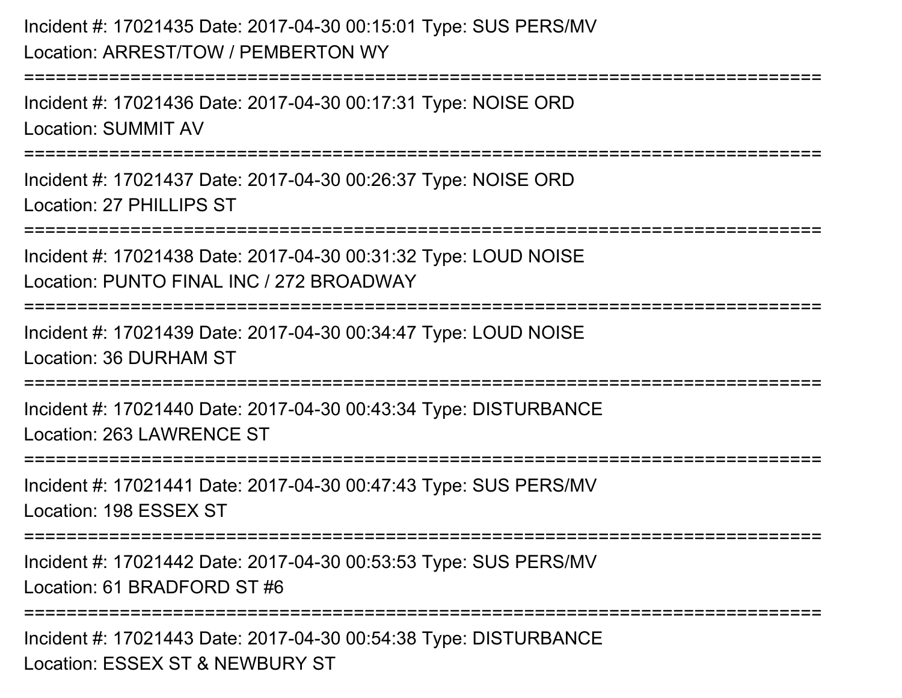Incident #: 17021435 Date: 2017-04-30 00:15:01 Type: SUS PERS/MV
Location: ARREST/TOW / PEMBERTON WY

===========================================================================

Incident #: 17021436 Date: 2017-04-30 00:17:31 Type: NOISE ORD
Location: SUMMIT AV

===========================================================================

Incident #: 17021437 Date: 2017-04-30 00:26:37 Type: NOISE ORD
Location: 27 PHILLIPS ST

===========================================================================

Incident #: 17021438 Date: 2017-04-30 00:31:32 Type: LOUD NOISE
Location: PUNTO FINAL INC / 272 BROADWAY

===========================================================================

Incident #: 17021439 Date: 2017-04-30 00:34:47 Type: LOUD NOISE
Location: 36 DURHAM ST

===========================================================================

Incident #: 17021440 Date: 2017-04-30 00:43:34 Type: DISTURBANCE
Location: 263 LAWRENCE ST

===========================================================================

Incident #: 17021441 Date: 2017-04-30 00:47:43 Type: SUS PERS/MV
Location: 198 ESSEX ST

===========================================================================

Incident #: 17021442 Date: 2017-04-30 00:53:53 Type: SUS PERS/MV
Location: 61 BRADFORD ST #6

===========================================================================

Incident #: 17021443 Date: 2017-04-30 00:54:38 Type: DISTURBANCE
Location: ESSEX ST & NEWBURY ST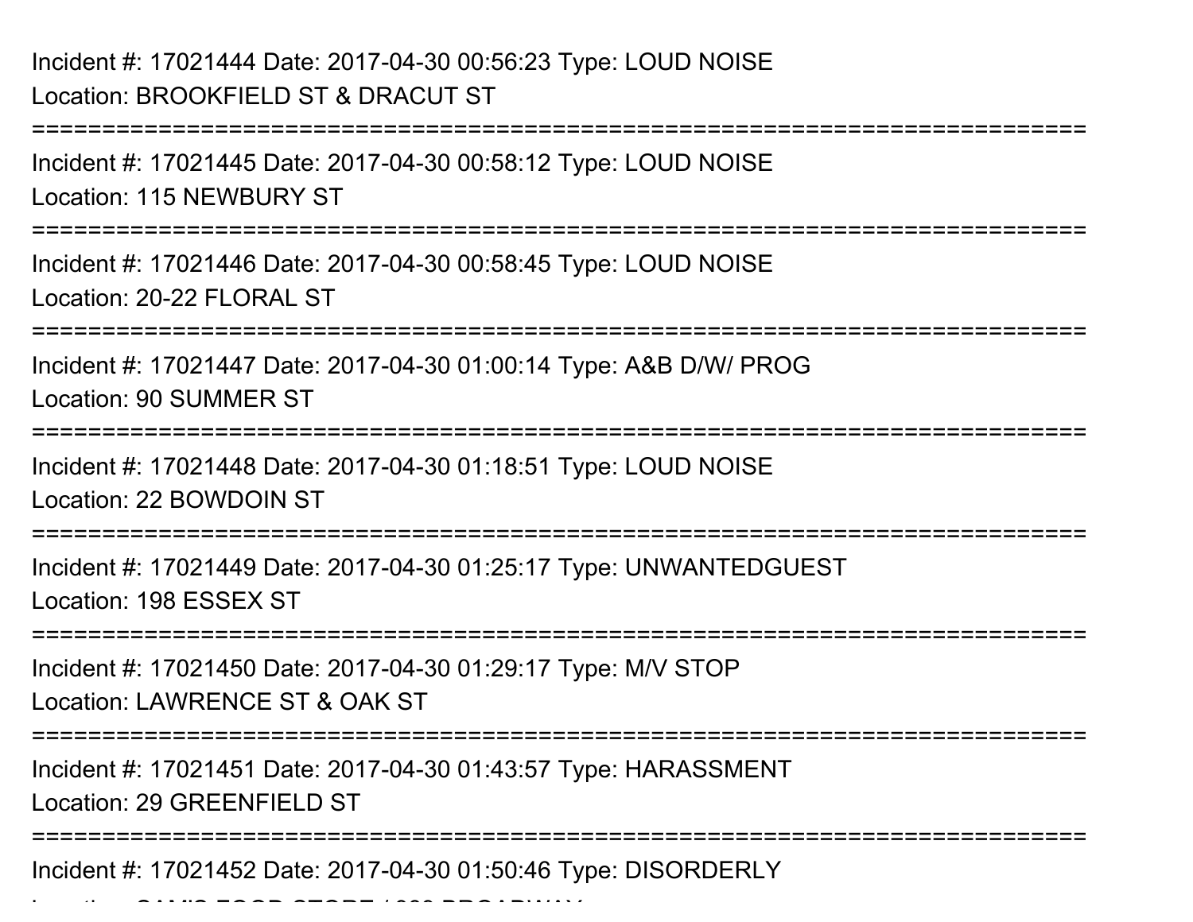Incident #: 17021444 Date: 2017-04-30 00:56:23 Type: LOUD NOISE
Location: BROOKFIELD ST & DRACUT ST

===========================================================================

Incident #: 17021445 Date: 2017-04-30 00:58:12 Type: LOUD NOISE
Location: 115 NEWBURY ST

===========================================================================

Incident #: 17021446 Date: 2017-04-30 00:58:45 Type: LOUD NOISE
Location: 20-22 FLORAL ST

===========================================================================

Incident #: 17021447 Date: 2017-04-30 01:00:14 Type: A&B D/W/ PROG
Location: 90 SUMMER ST

===========================================================================

Incident #: 17021448 Date: 2017-04-30 01:18:51 Type: LOUD NOISE
Location: 22 BOWDOIN ST

===========================================================================

Incident #: 17021449 Date: 2017-04-30 01:25:17 Type: UNWANTEDGUEST
Location: 198 ESSEX ST

===========================================================================

Incident #: 17021450 Date: 2017-04-30 01:29:17 Type: M/V STOP
Location: LAWRENCE ST & OAK ST

===========================================================================

Incident #: 17021451 Date: 2017-04-30 01:43:57 Type: HARASSMENT
Location: 29 GREENFIELD ST

===========================================================================

Incident #: 17021452 Date: 2017-04-30 01:50:46 Type: DISORDERLY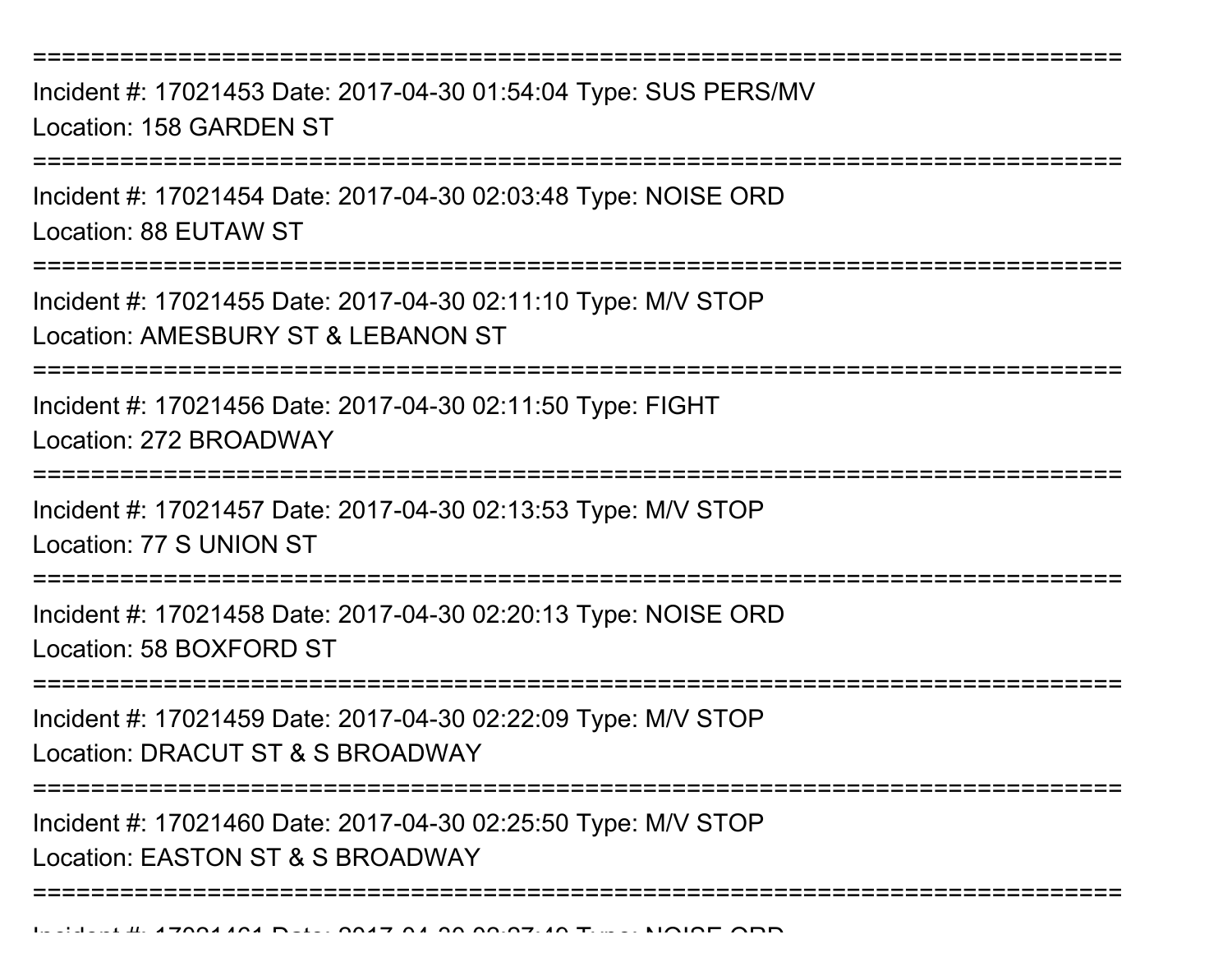================================================================================

Incident #: 17021453 Date: 2017-04-30 01:54:04 Type: SUS PERS/MV
Location: 158 GARDEN ST

================================================================================

Incident #: 17021454 Date: 2017-04-30 02:03:48 Type: NOISE ORD
Location: 88 EUTAW ST

================================================================================

Incident #: 17021455 Date: 2017-04-30 02:11:10 Type: M/V STOP
Location: AMESBURY ST & LEBANON ST

================================================================================

Incident #: 17021456 Date: 2017-04-30 02:11:50 Type: FIGHT
Location: 272 BROADWAY

================================================================================

Incident #: 17021457 Date: 2017-04-30 02:13:53 Type: M/V STOP
Location: 77 S UNION ST

================================================================================

Incident #: 17021458 Date: 2017-04-30 02:20:13 Type: NOISE ORD
Location: 58 BOXFORD ST

================================================================================

Incident #: 17021459 Date: 2017-04-30 02:22:09 Type: M/V STOP
Location: DRACUT ST & S BROADWAY

================================================================================

Incident #: 17021460 Date: 2017-04-30 02:25:50 Type: M/V STOP
Location: EASTON ST & S BROADWAY

================================================================================

Incident #: 17021461 Date: 2017-04-30 02:27:40 Type: NOISE ORD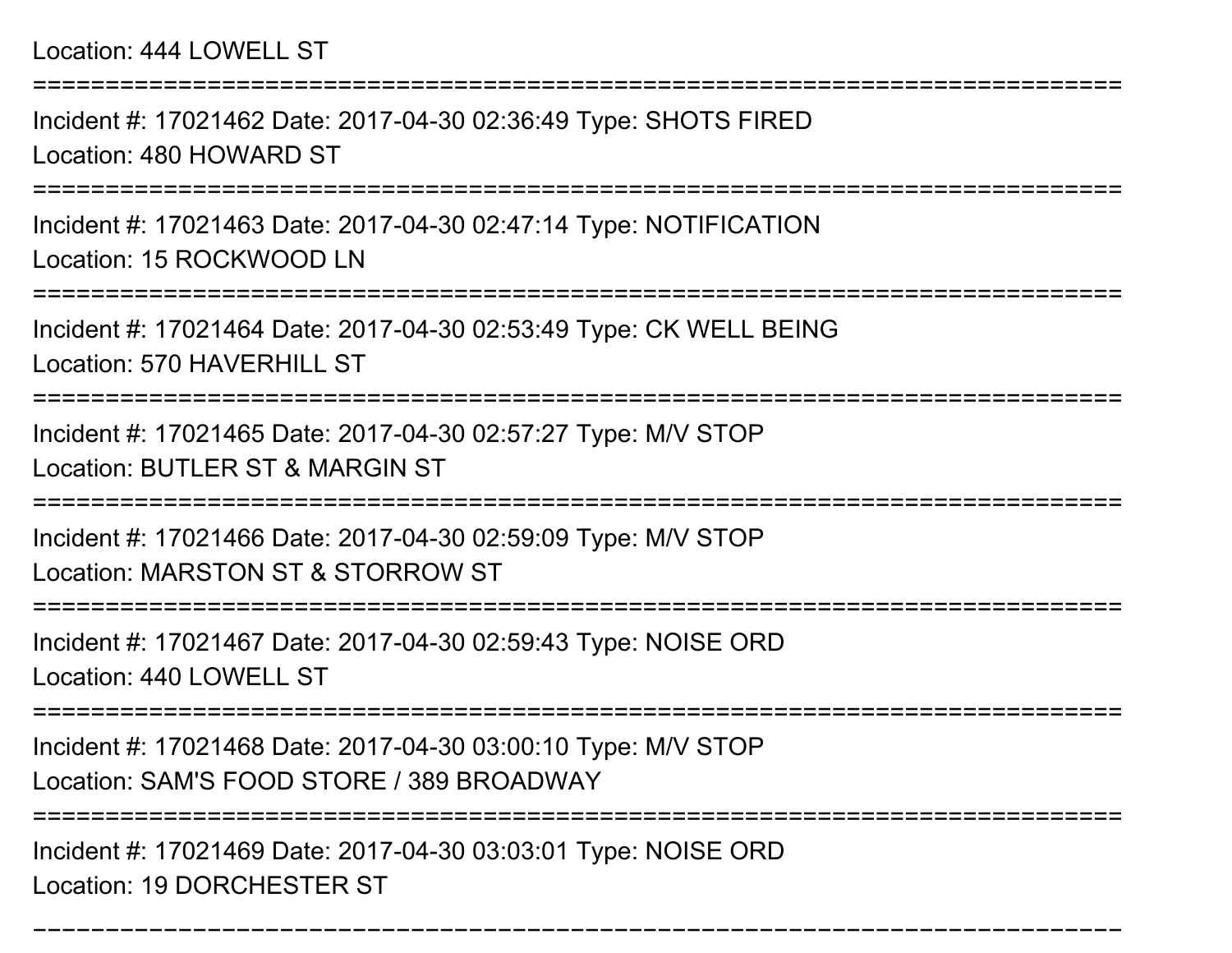Location: 444 LOWELL ST

===========================================================================

Incident #: 17021462 Date: 2017-04-30 02:36:49 Type: SHOTS FIRED

Location: 480 HOWARD ST

===========================================================================

Incident #: 17021463 Date: 2017-04-30 02:47:14 Type: NOTIFICATION

Location: 15 ROCKWOOD LN

===========================================================================

Incident #: 17021464 Date: 2017-04-30 02:53:49 Type: CK WELL BEING

Location: 570 HAVERHILL ST

===========================================================================

Incident #: 17021465 Date: 2017-04-30 02:57:27 Type: M/V STOP

Location: BUTLER ST & MARGIN ST

===========================================================================

Incident #: 17021466 Date: 2017-04-30 02:59:09 Type: M/V STOP

Location: MARSTON ST & STORROW ST

===========================================================================

Incident #: 17021467 Date: 2017-04-30 02:59:43 Type: NOISE ORD

Location: 440 LOWELL ST

===========================================================================

Incident #: 17021468 Date: 2017-04-30 03:00:10 Type: M/V STOP

Location: SAM'S FOOD STORE / 389 BROADWAY

===========================================================================

Incident #: 17021469 Date: 2017-04-30 03:03:01 Type: NOISE ORD

Location: 19 DORCHESTER ST

===========================================================================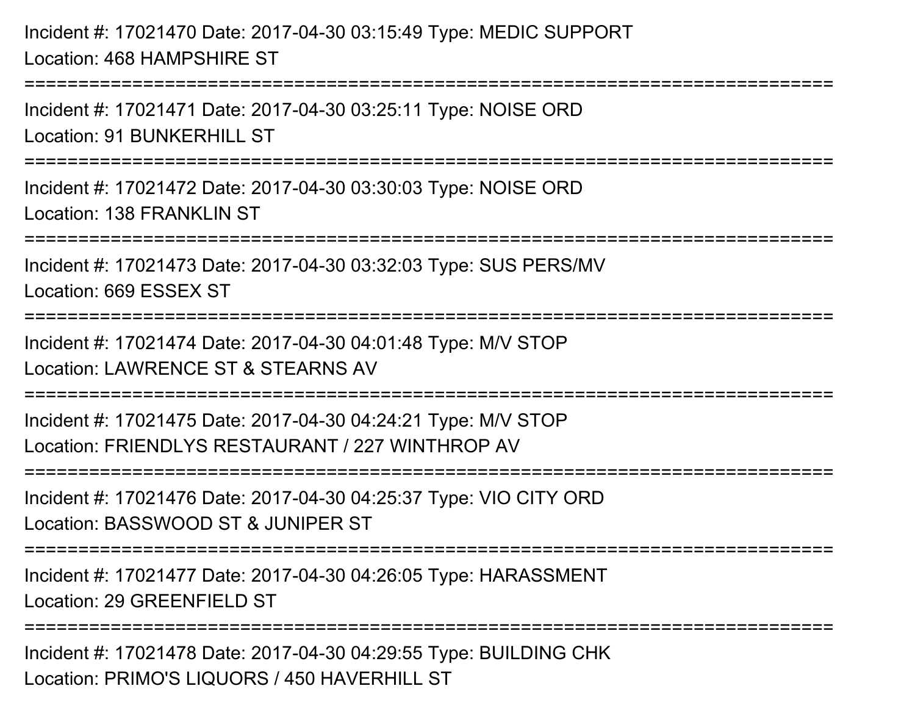Incident #: 17021470 Date: 2017-04-30 03:15:49 Type: MEDIC SUPPORT
Location: 468 HAMPSHIRE ST

===========================================================================

Incident #: 17021471 Date: 2017-04-30 03:25:11 Type: NOISE ORD
Location: 91 BUNKERHILL ST

===========================================================================

Incident #: 17021472 Date: 2017-04-30 03:30:03 Type: NOISE ORD
Location: 138 FRANKLIN ST

===========================================================================

Incident #: 17021473 Date: 2017-04-30 03:32:03 Type: SUS PERS/MV
Location: 669 ESSEX ST

===========================================================================

Incident #: 17021474 Date: 2017-04-30 04:01:48 Type: M/V STOP
Location: LAWRENCE ST & STEARNS AV

===========================================================================

Incident #: 17021475 Date: 2017-04-30 04:24:21 Type: M/V STOP
Location: FRIENDLYS RESTAURANT / 227 WINTHROP AV

===========================================================================

Incident #: 17021476 Date: 2017-04-30 04:25:37 Type: VIO CITY ORD
Location: BASSWOOD ST & JUNIPER ST

===========================================================================

Incident #: 17021477 Date: 2017-04-30 04:26:05 Type: HARASSMENT
Location: 29 GREENFIELD ST

===========================================================================

Incident #: 17021478 Date: 2017-04-30 04:29:55 Type: BUILDING CHK
Location: PRIMO'S LIQUORS / 450 HAVERHILL ST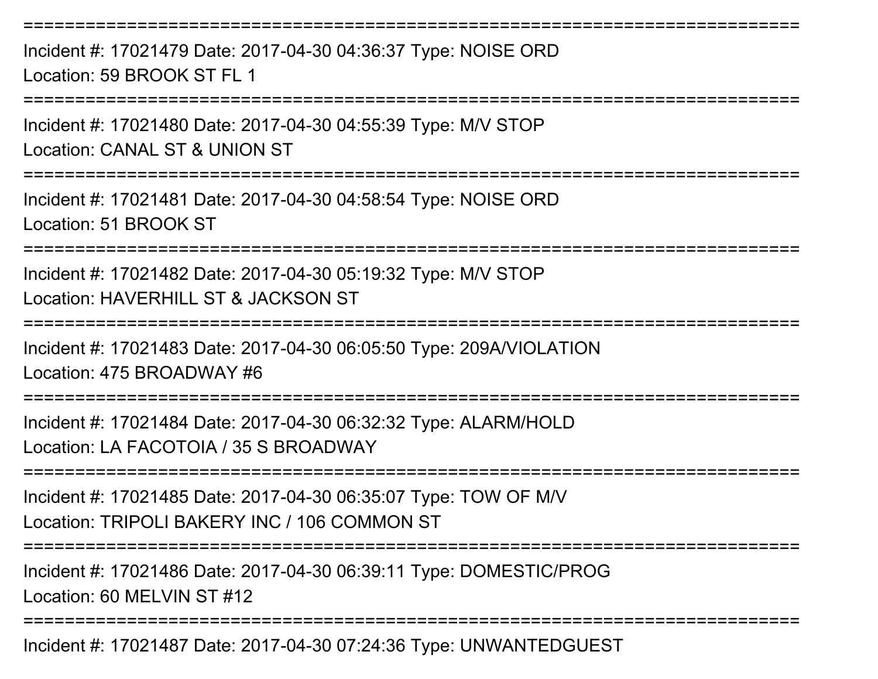===========================================================================
Incident #: 17021479 Date: 2017-04-30 04:36:37 Type: NOISE ORD
Location: 59 BROOK ST FL 1
===========================================================================
Incident #: 17021480 Date: 2017-04-30 04:55:39 Type: M/V STOP
Location: CANAL ST & UNION ST
===========================================================================
Incident #: 17021481 Date: 2017-04-30 04:58:54 Type: NOISE ORD
Location: 51 BROOK ST
===========================================================================
Incident #: 17021482 Date: 2017-04-30 05:19:32 Type: M/V STOP
Location: HAVERHILL ST & JACKSON ST
===========================================================================
Incident #: 17021483 Date: 2017-04-30 06:05:50 Type: 209A/VIOLATION
Location: 475 BROADWAY #6
===========================================================================
Incident #: 17021484 Date: 2017-04-30 06:32:32 Type: ALARM/HOLD
Location: LA FACOTOIA / 35 S BROADWAY
===========================================================================
Incident #: 17021485 Date: 2017-04-30 06:35:07 Type: TOW OF M/V
Location: TRIPOLI BAKERY INC / 106 COMMON ST
===========================================================================
Incident #: 17021486 Date: 2017-04-30 06:39:11 Type: DOMESTIC/PROG
Location: 60 MELVIN ST #12
===========================================================================
Incident #: 17021487 Date: 2017-04-30 07:24:36 Type: UNWANTEDGUEST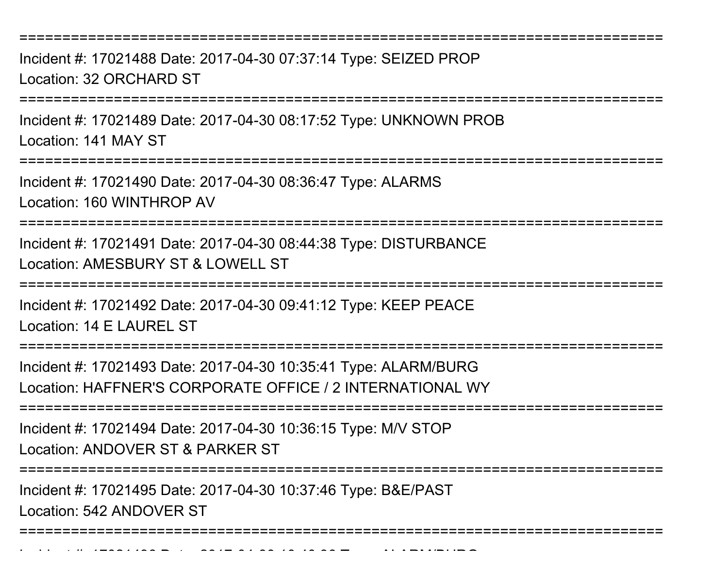===========================================================================

Incident #: 17021488 Date: 2017-04-30 07:37:14 Type: SEIZED PROP

Location: 32 ORCHARD ST

===========================================================================

Incident #: 17021489 Date: 2017-04-30 08:17:52 Type: UNKNOWN PROB

Location: 141 MAY ST

===========================================================================

Incident #: 17021490 Date: 2017-04-30 08:36:47 Type: ALARMS

Location: 160 WINTHROP AV

===========================================================================

Incident #: 17021491 Date: 2017-04-30 08:44:38 Type: DISTURBANCE

Location: AMESBURY ST & LOWELL ST

===========================================================================

Incident #: 17021492 Date: 2017-04-30 09:41:12 Type: KEEP PEACE

Location: 14 E LAUREL ST

===========================================================================

Incident #: 17021493 Date: 2017-04-30 10:35:41 Type: ALARM/BURG

Location: HAFFNER'S CORPORATE OFFICE / 2 INTERNATIONAL WY

===========================================================================

Incident #: 17021494 Date: 2017-04-30 10:36:15 Type: M/V STOP

Location: ANDOVER ST & PARKER ST

===========================================================================

Incident #: 17021495 Date: 2017-04-30 10:37:46 Type: B&E/PAST

Location: 542 ANDOVER ST

===========================================================================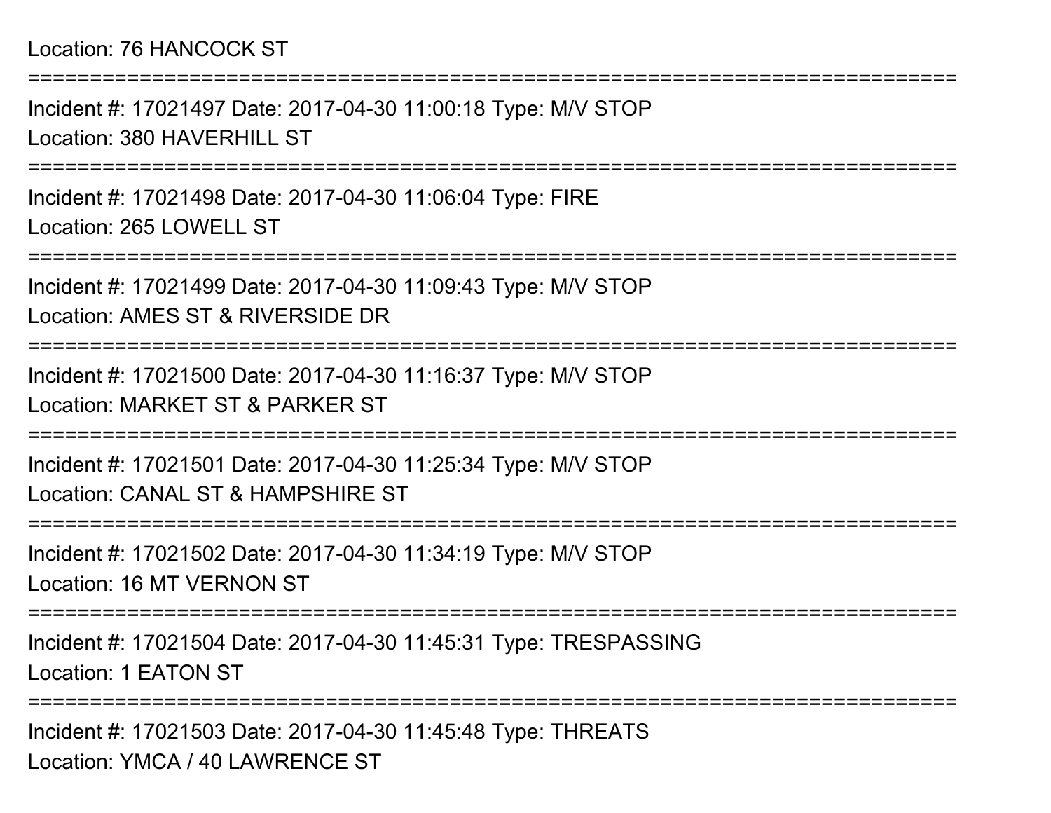Location: 76 HANCOCK ST

===========================================================================

Incident #: 17021497 Date: 2017-04-30 11:00:18 Type: M/V STOP

Location: 380 HAVERHILL ST

===========================================================================

Incident #: 17021498 Date: 2017-04-30 11:06:04 Type: FIRE

Location: 265 LOWELL ST

===========================================================================

Incident #: 17021499 Date: 2017-04-30 11:09:43 Type: M/V STOP

Location: AMES ST & RIVERSIDE DR

===========================================================================

Incident #: 17021500 Date: 2017-04-30 11:16:37 Type: M/V STOP

Location: MARKET ST & PARKER ST

===========================================================================

Incident #: 17021501 Date: 2017-04-30 11:25:34 Type: M/V STOP

Location: CANAL ST & HAMPSHIRE ST

===========================================================================

Incident #: 17021502 Date: 2017-04-30 11:34:19 Type: M/V STOP

Location: 16 MT VERNON ST

===========================================================================

Incident #: 17021504 Date: 2017-04-30 11:45:31 Type: TRESPASSING

Location: 1 EATON ST

===========================================================================

Incident #: 17021503 Date: 2017-04-30 11:45:48 Type: THREATS

Location: YMCA / 40 LAWRENCE ST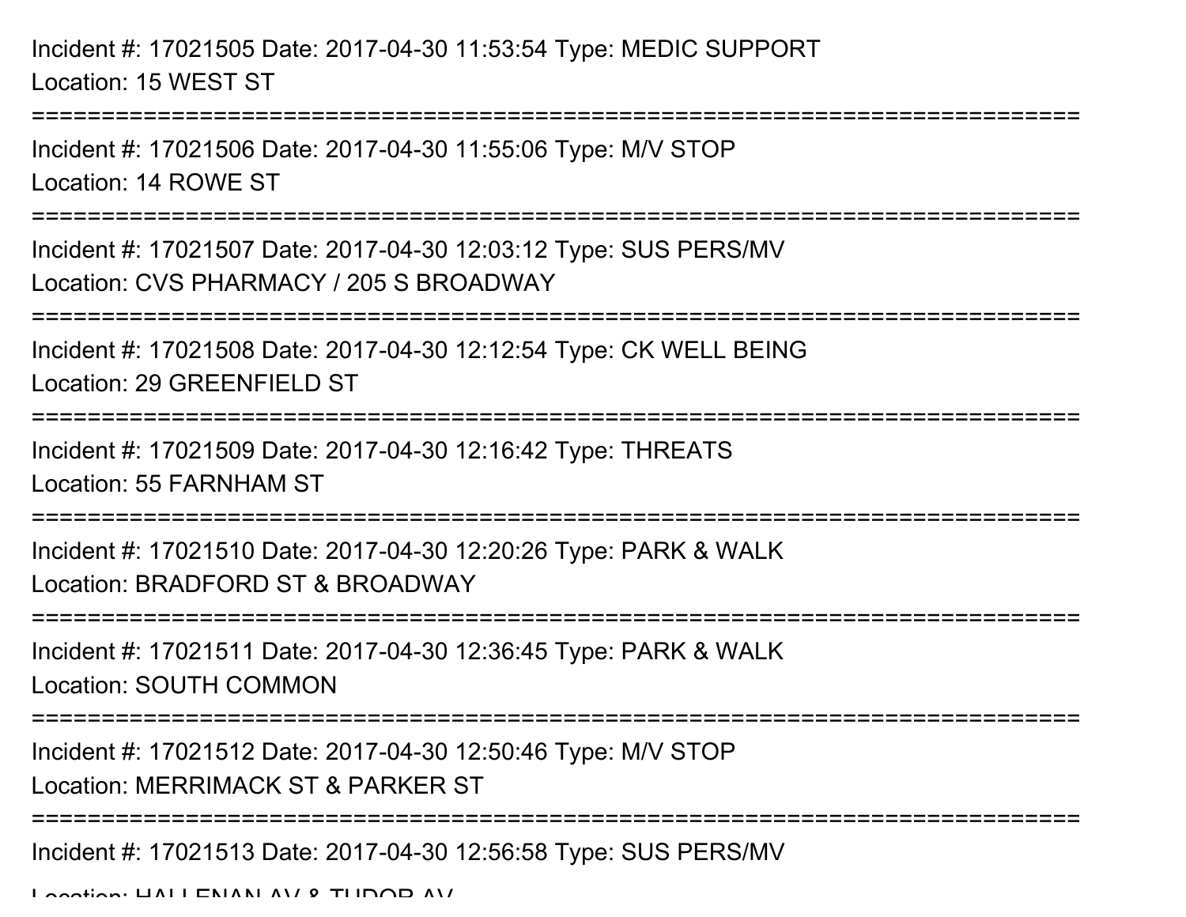Incident #: 17021505 Date: 2017-04-30 11:53:54 Type: MEDIC SUPPORT
Location: 15 WEST ST

===========================================================================

Incident #: 17021506 Date: 2017-04-30 11:55:06 Type: M/V STOP
Location: 14 ROWE ST

===========================================================================

Incident #: 17021507 Date: 2017-04-30 12:03:12 Type: SUS PERS/MV
Location: CVS PHARMACY / 205 S BROADWAY

===========================================================================

Incident #: 17021508 Date: 2017-04-30 12:12:54 Type: CK WELL BEING
Location: 29 GREENFIELD ST

===========================================================================

Incident #: 17021509 Date: 2017-04-30 12:16:42 Type: THREATS
Location: 55 FARNHAM ST

===========================================================================

Incident #: 17021510 Date: 2017-04-30 12:20:26 Type: PARK & WALK
Location: BRADFORD ST & BROADWAY

===========================================================================

Incident #: 17021511 Date: 2017-04-30 12:36:45 Type: PARK & WALK
Location: SOUTH COMMON

===========================================================================

Incident #: 17021512 Date: 2017-04-30 12:50:46 Type: M/V STOP
Location: MERRIMACK ST & PARKER ST

===========================================================================

Incident #: 17021513 Date: 2017-04-30 12:56:58 Type: SUS PERS/MV
Location: HALLENAN AV & TUDOR AV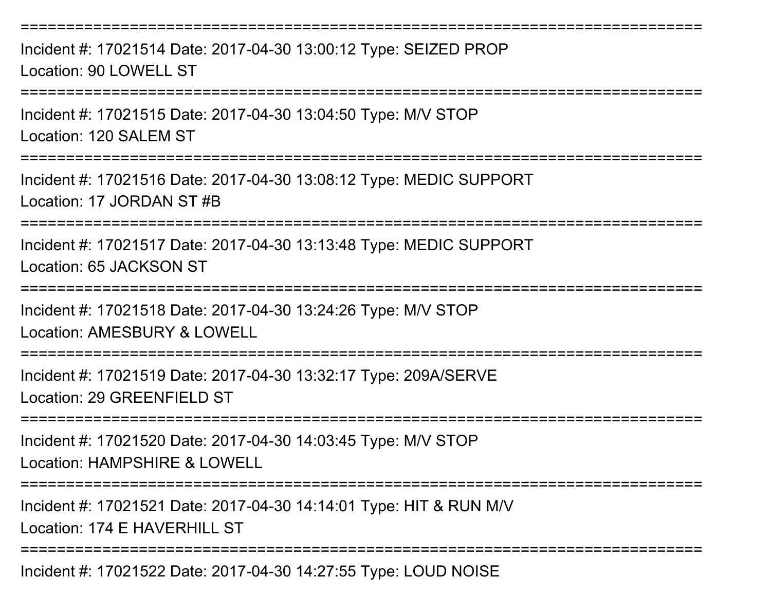===========================================================================

Incident #: 17021514 Date: 2017-04-30 13:00:12 Type: SEIZED PROP

Location: 90 LOWELL ST

===========================================================================

Incident #: 17021515 Date: 2017-04-30 13:04:50 Type: M/V STOP

Location: 120 SALEM ST

===========================================================================

Incident #: 17021516 Date: 2017-04-30 13:08:12 Type: MEDIC SUPPORT

Location: 17 JORDAN ST #B

===========================================================================

Incident #: 17021517 Date: 2017-04-30 13:13:48 Type: MEDIC SUPPORT

Location: 65 JACKSON ST

===========================================================================

Incident #: 17021518 Date: 2017-04-30 13:24:26 Type: M/V STOP

Location: AMESBURY & LOWELL

===========================================================================

Incident #: 17021519 Date: 2017-04-30 13:32:17 Type: 209A/SERVE

Location: 29 GREENFIELD ST

===========================================================================

Incident #: 17021520 Date: 2017-04-30 14:03:45 Type: M/V STOP

Location: HAMPSHIRE & LOWELL

===========================================================================

Incident #: 17021521 Date: 2017-04-30 14:14:01 Type: HIT & RUN M/V

Location: 174 E HAVERHILL ST

===========================================================================

Incident #: 17021522 Date: 2017-04-30 14:27:55 Type: LOUD NOISE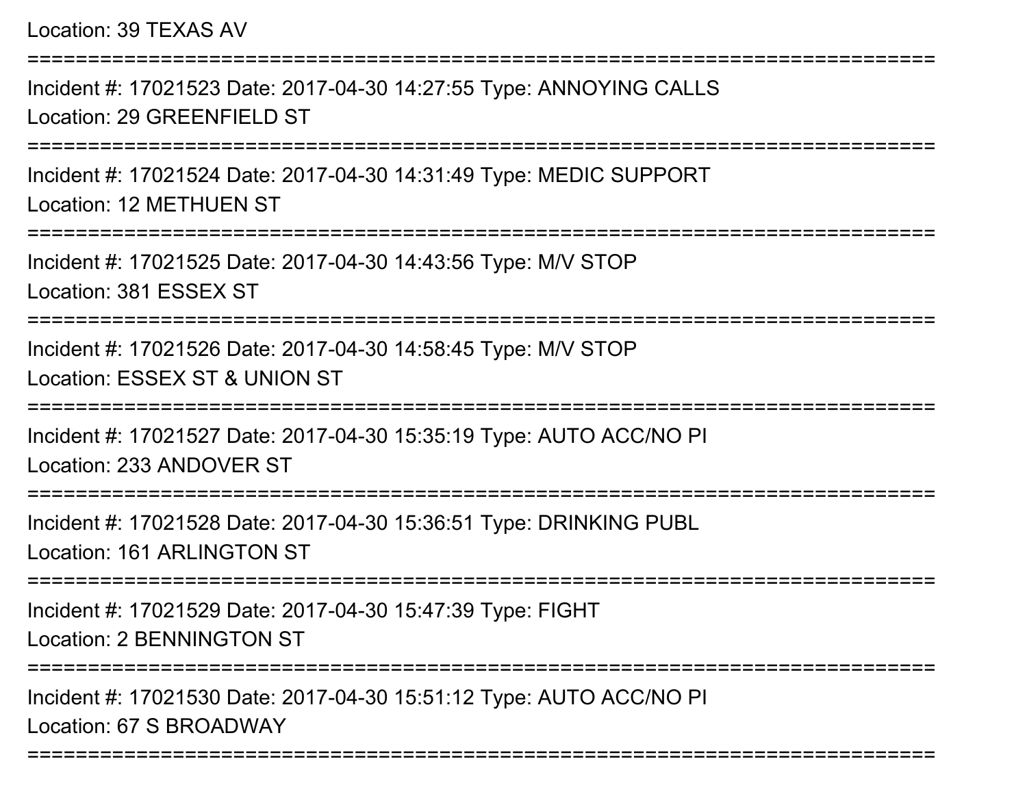Location: 39 TEXAS AV

===========================================================================

Incident #: 17021523 Date: 2017-04-30 14:27:55 Type: ANNOYING CALLS

Location: 29 GREENFIELD ST

===========================================================================

Incident #: 17021524 Date: 2017-04-30 14:31:49 Type: MEDIC SUPPORT

Location: 12 METHUEN ST

===========================================================================

Incident #: 17021525 Date: 2017-04-30 14:43:56 Type: M/V STOP

Location: 381 ESSEX ST

===========================================================================

Incident #: 17021526 Date: 2017-04-30 14:58:45 Type: M/V STOP

Location: ESSEX ST & UNION ST

===========================================================================

Incident #: 17021527 Date: 2017-04-30 15:35:19 Type: AUTO ACC/NO PI

Location: 233 ANDOVER ST

===========================================================================

Incident #: 17021528 Date: 2017-04-30 15:36:51 Type: DRINKING PUBL

Location: 161 ARLINGTON ST

===========================================================================

Incident #: 17021529 Date: 2017-04-30 15:47:39 Type: FIGHT

Location: 2 BENNINGTON ST

===========================================================================

Incident #: 17021530 Date: 2017-04-30 15:51:12 Type: AUTO ACC/NO PI

Location: 67 S BROADWAY

===========================================================================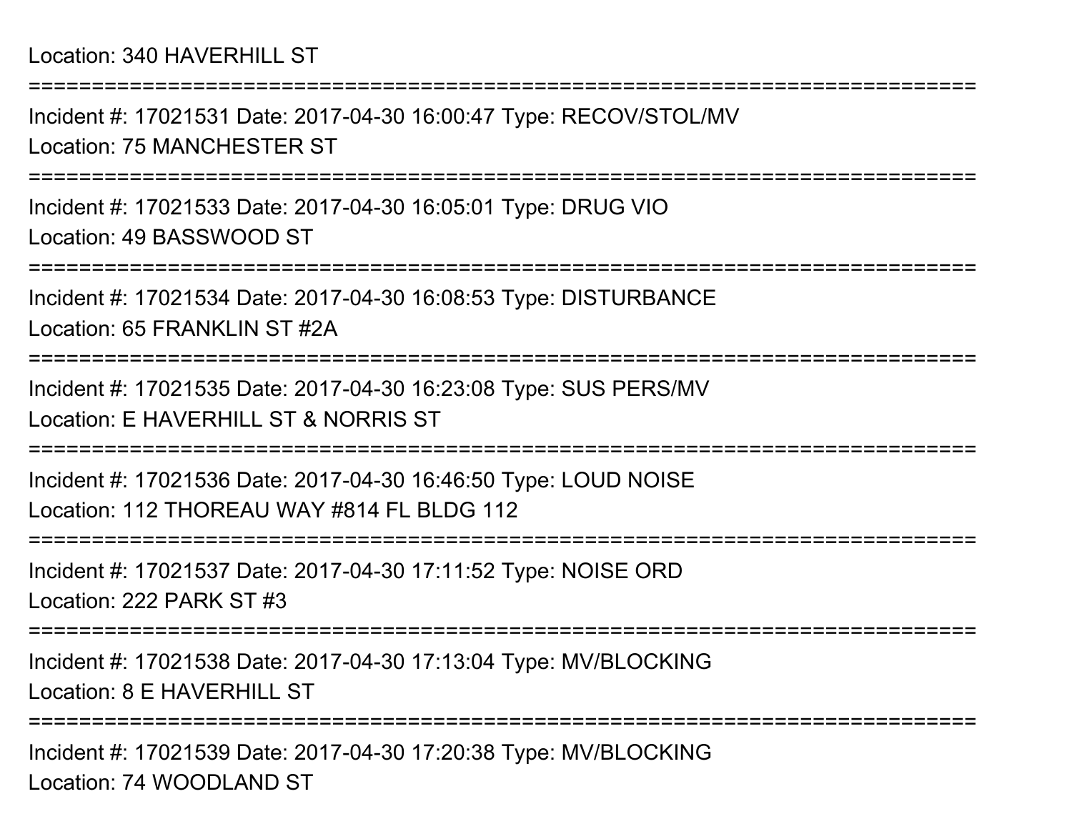Location: 340 HAVERHILL ST

===========================================================================

Incident #: 17021531 Date: 2017-04-30 16:00:47 Type: RECOV/STOL/MV
Location: 75 MANCHESTER ST

===========================================================================

Incident #: 17021533 Date: 2017-04-30 16:05:01 Type: DRUG VIO
Location: 49 BASSWOOD ST

===========================================================================

Incident #: 17021534 Date: 2017-04-30 16:08:53 Type: DISTURBANCE
Location: 65 FRANKLIN ST #2A

===========================================================================

Incident #: 17021535 Date: 2017-04-30 16:23:08 Type: SUS PERS/MV
Location: E HAVERHILL ST & NORRIS ST

===========================================================================

Incident #: 17021536 Date: 2017-04-30 16:46:50 Type: LOUD NOISE
Location: 112 THOREAU WAY #814 FL BLDG 112

===========================================================================

Incident #: 17021537 Date: 2017-04-30 17:11:52 Type: NOISE ORD
Location: 222 PARK ST #3

===========================================================================

Incident #: 17021538 Date: 2017-04-30 17:13:04 Type: MV/BLOCKING
Location: 8 E HAVERHILL ST

===========================================================================

Incident #: 17021539 Date: 2017-04-30 17:20:38 Type: MV/BLOCKING
Location: 74 WOODLAND ST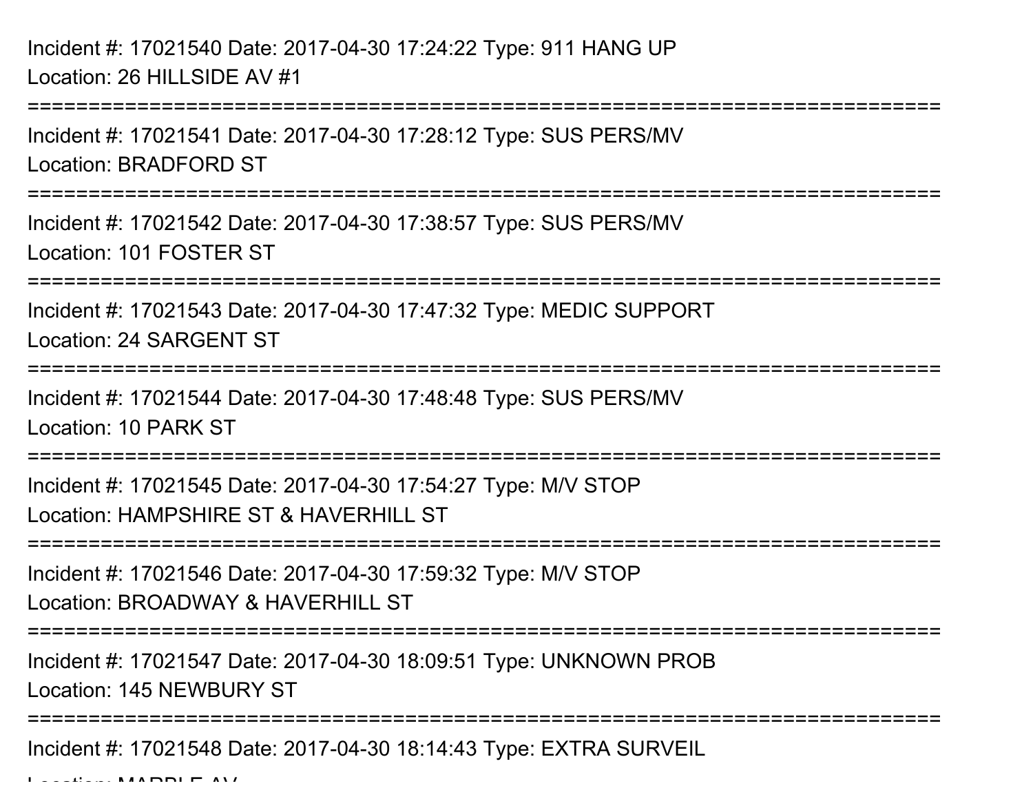Incident #: 17021540 Date: 2017-04-30 17:24:22 Type: 911 HANG UP
Location: 26 HILLSIDE AV #1

===========================================================================

Incident #: 17021541 Date: 2017-04-30 17:28:12 Type: SUS PERS/MV
Location: BRADFORD ST

===========================================================================

Incident #: 17021542 Date: 2017-04-30 17:38:57 Type: SUS PERS/MV
Location: 101 FOSTER ST

===========================================================================

Incident #: 17021543 Date: 2017-04-30 17:47:32 Type: MEDIC SUPPORT
Location: 24 SARGENT ST

===========================================================================

Incident #: 17021544 Date: 2017-04-30 17:48:48 Type: SUS PERS/MV
Location: 10 PARK ST

===========================================================================

Incident #: 17021545 Date: 2017-04-30 17:54:27 Type: M/V STOP
Location: HAMPSHIRE ST & HAVERHILL ST

===========================================================================

Incident #: 17021546 Date: 2017-04-30 17:59:32 Type: M/V STOP
Location: BROADWAY & HAVERHILL ST

===========================================================================

Incident #: 17021547 Date: 2017-04-30 18:09:51 Type: UNKNOWN PROB
Location: 145 NEWBURY ST

===========================================================================

Incident #: 17021548 Date: 2017-04-30 18:14:43 Type: EXTRA SURVEIL
Location: MARBLE AV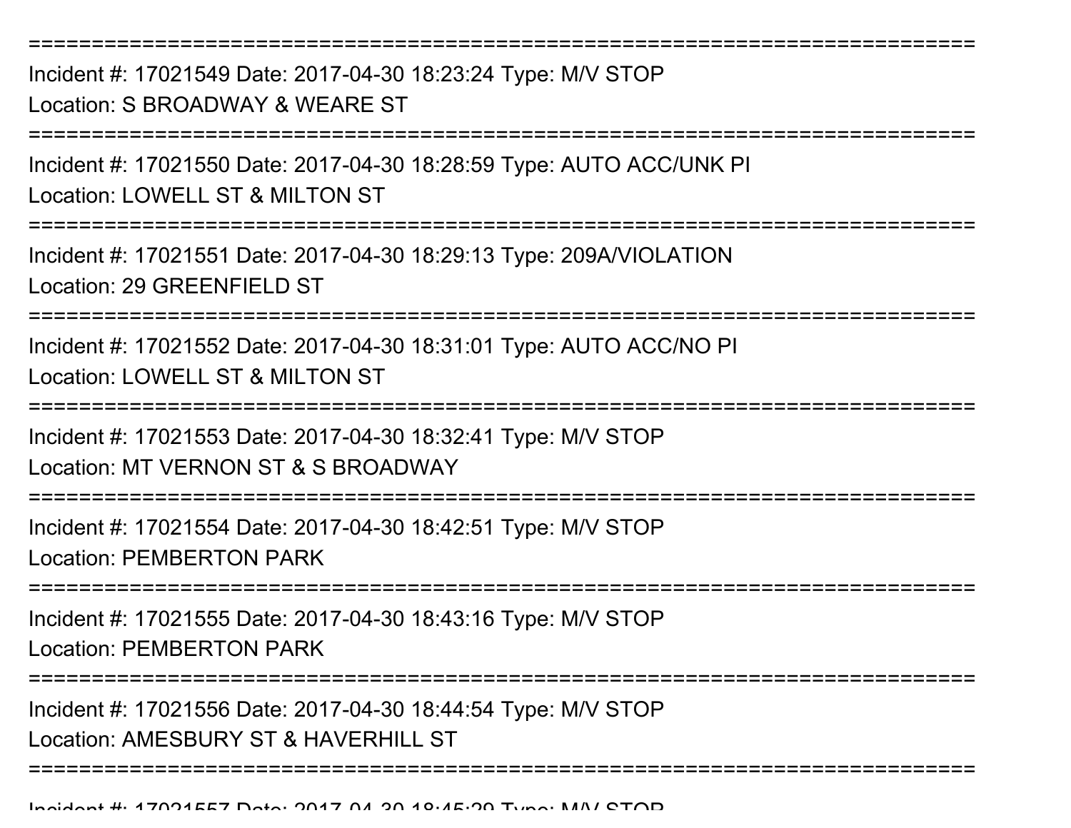===========================================================================

Incident #: 17021549 Date: 2017-04-30 18:23:24 Type: M/V STOP

Location: S BROADWAY & WEARE ST

===========================================================================

Incident #: 17021550 Date: 2017-04-30 18:28:59 Type: AUTO ACC/UNK PI

Location: LOWELL ST & MILTON ST

===========================================================================

Incident #: 17021551 Date: 2017-04-30 18:29:13 Type: 209A/VIOLATION

Location: 29 GREENFIELD ST

===========================================================================

Incident #: 17021552 Date: 2017-04-30 18:31:01 Type: AUTO ACC/NO PI

Location: LOWELL ST & MILTON ST

===========================================================================

Incident #: 17021553 Date: 2017-04-30 18:32:41 Type: M/V STOP

Location: MT VERNON ST & S BROADWAY

===========================================================================

Incident #: 17021554 Date: 2017-04-30 18:42:51 Type: M/V STOP

Location: PEMBERTON PARK

===========================================================================

Incident #: 17021555 Date: 2017-04-30 18:43:16 Type: M/V STOP

Location: PEMBERTON PARK

===========================================================================

Incident #: 17021556 Date: 2017-04-30 18:44:54 Type: M/V STOP

Location: AMESBURY ST & HAVERHILL ST

===========================================================================

Incident #: 17021557 Date: 2017-04-30 18:45:29 Type: M/V STOP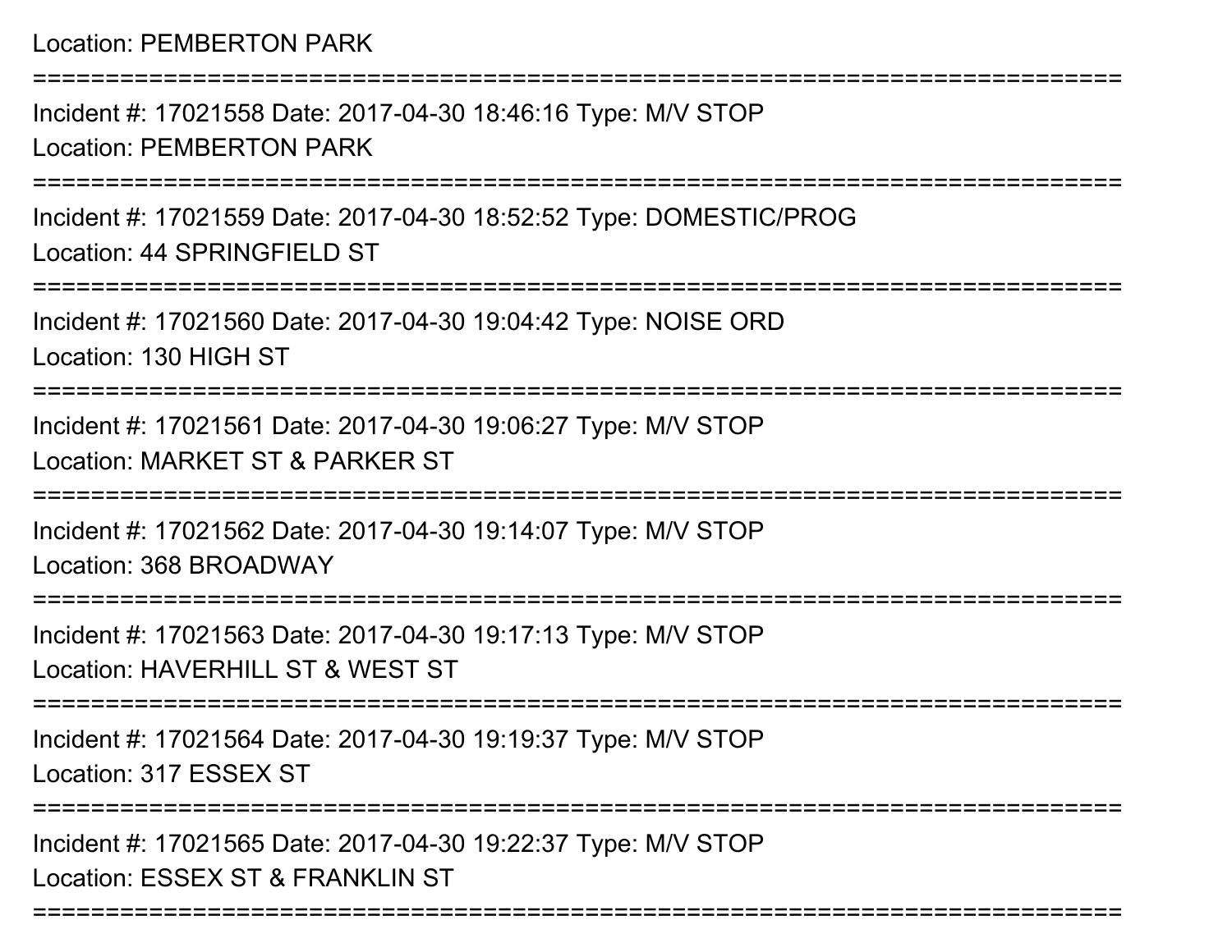Location: PEMBERTON PARK

===========================================================================

Incident #: 17021558 Date: 2017-04-30 18:46:16 Type: M/V STOP

Location: PEMBERTON PARK

===========================================================================

Incident #: 17021559 Date: 2017-04-30 18:52:52 Type: DOMESTIC/PROG

Location: 44 SPRINGFIELD ST

===========================================================================

Incident #: 17021560 Date: 2017-04-30 19:04:42 Type: NOISE ORD

Location: 130 HIGH ST

===========================================================================

Incident #: 17021561 Date: 2017-04-30 19:06:27 Type: M/V STOP

Location: MARKET ST & PARKER ST

===========================================================================

Incident #: 17021562 Date: 2017-04-30 19:14:07 Type: M/V STOP

Location: 368 BROADWAY

===========================================================================

Incident #: 17021563 Date: 2017-04-30 19:17:13 Type: M/V STOP

Location: HAVERHILL ST & WEST ST

===========================================================================

Incident #: 17021564 Date: 2017-04-30 19:19:37 Type: M/V STOP

Location: 317 ESSEX ST

===========================================================================

Incident #: 17021565 Date: 2017-04-30 19:22:37 Type: M/V STOP

Location: ESSEX ST & FRANKLIN ST

===========================================================================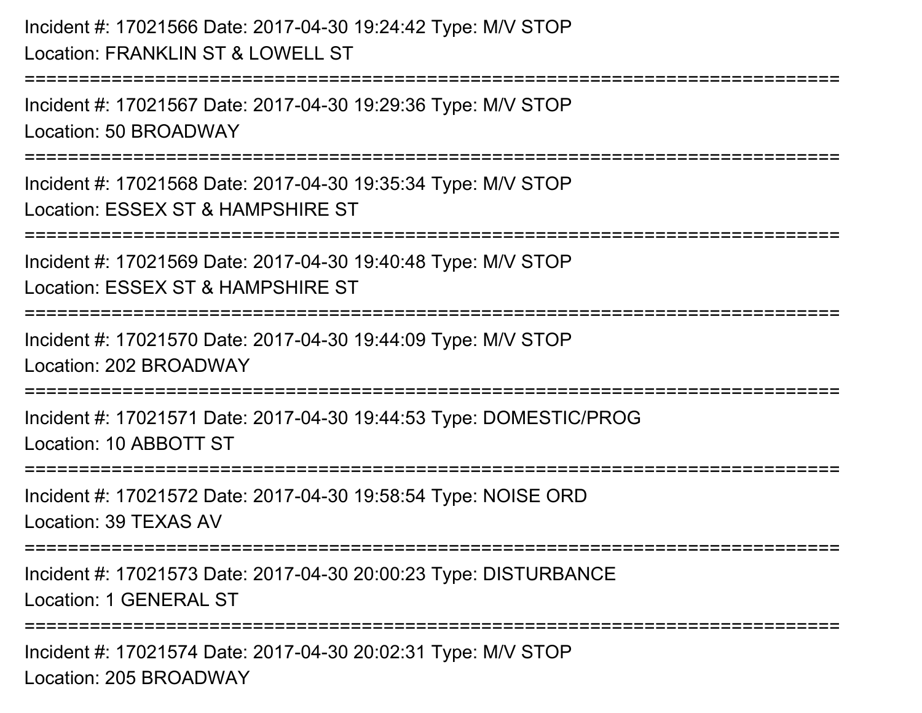Incident #: 17021566 Date: 2017-04-30 19:24:42 Type: M/V STOP
Location: FRANKLIN ST & LOWELL ST

===========================================================================

Incident #: 17021567 Date: 2017-04-30 19:29:36 Type: M/V STOP
Location: 50 BROADWAY

===========================================================================

Incident #: 17021568 Date: 2017-04-30 19:35:34 Type: M/V STOP
Location: ESSEX ST & HAMPSHIRE ST

===========================================================================

Incident #: 17021569 Date: 2017-04-30 19:40:48 Type: M/V STOP
Location: ESSEX ST & HAMPSHIRE ST

===========================================================================

Incident #: 17021570 Date: 2017-04-30 19:44:09 Type: M/V STOP
Location: 202 BROADWAY

===========================================================================

Incident #: 17021571 Date: 2017-04-30 19:44:53 Type: DOMESTIC/PROG
Location: 10 ABBOTT ST

===========================================================================

Incident #: 17021572 Date: 2017-04-30 19:58:54 Type: NOISE ORD
Location: 39 TEXAS AV

===========================================================================

Incident #: 17021573 Date: 2017-04-30 20:00:23 Type: DISTURBANCE
Location: 1 GENERAL ST

===========================================================================

Incident #: 17021574 Date: 2017-04-30 20:02:31 Type: M/V STOP
Location: 205 BROADWAY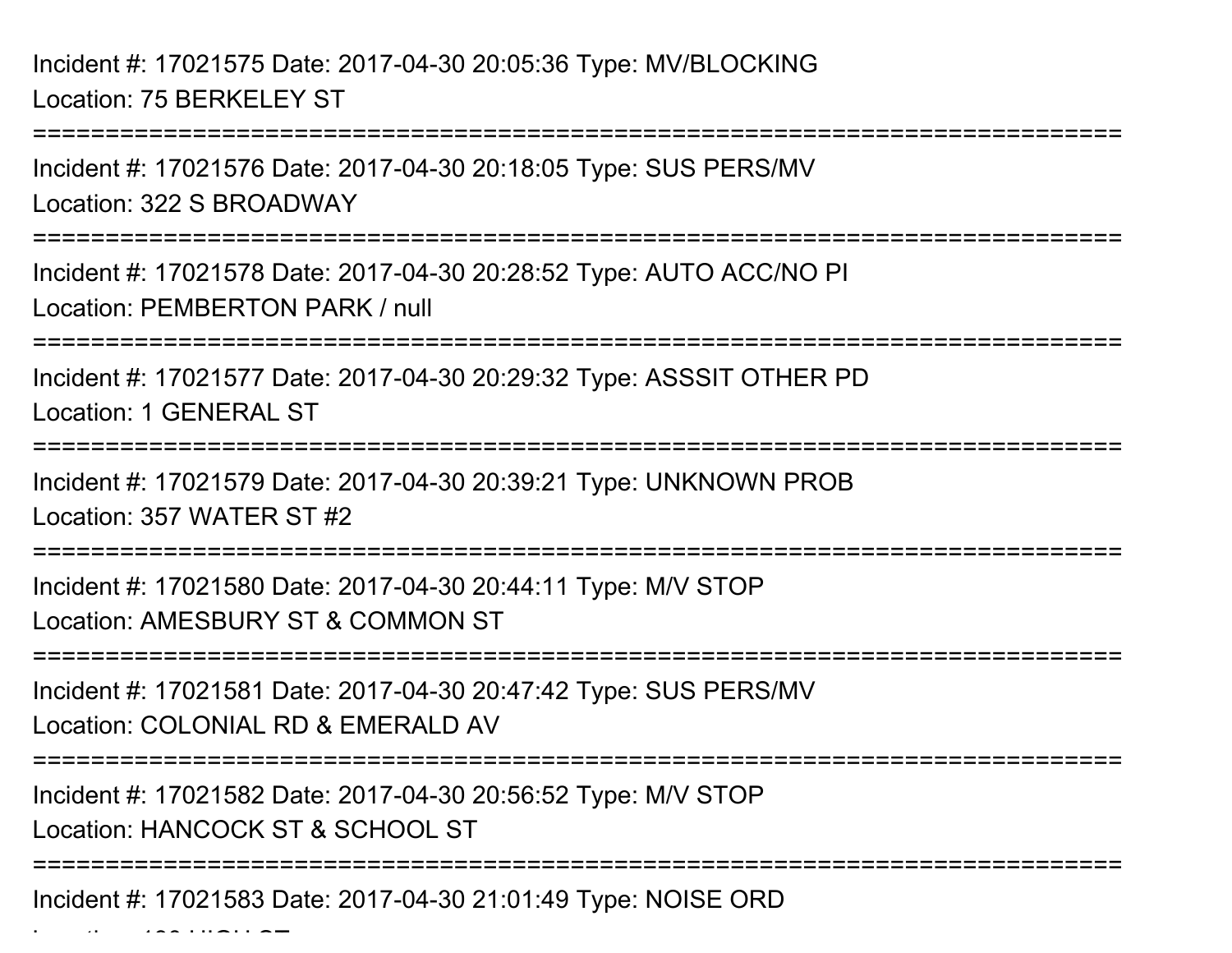Incident #: 17021575 Date: 2017-04-30 20:05:36 Type: MV/BLOCKING
Location: 75 BERKELEY ST

===========================================================================

Incident #: 17021576 Date: 2017-04-30 20:18:05 Type: SUS PERS/MV
Location: 322 S BROADWAY

===========================================================================

Incident #: 17021578 Date: 2017-04-30 20:28:52 Type: AUTO ACC/NO PI
Location: PEMBERTON PARK / null

===========================================================================

Incident #: 17021577 Date: 2017-04-30 20:29:32 Type: ASSSIT OTHER PD
Location: 1 GENERAL ST

===========================================================================

Incident #: 17021579 Date: 2017-04-30 20:39:21 Type: UNKNOWN PROB
Location: 357 WATER ST #2

===========================================================================

Incident #: 17021580 Date: 2017-04-30 20:44:11 Type: M/V STOP
Location: AMESBURY ST & COMMON ST

===========================================================================

Incident #: 17021581 Date: 2017-04-30 20:47:42 Type: SUS PERS/MV
Location: COLONIAL RD & EMERALD AV

===========================================================================

Incident #: 17021582 Date: 2017-04-30 20:56:52 Type: M/V STOP
Location: HANCOCK ST & SCHOOL ST

===========================================================================

Incident #: 17021583 Date: 2017-04-30 21:01:49 Type: NOISE ORD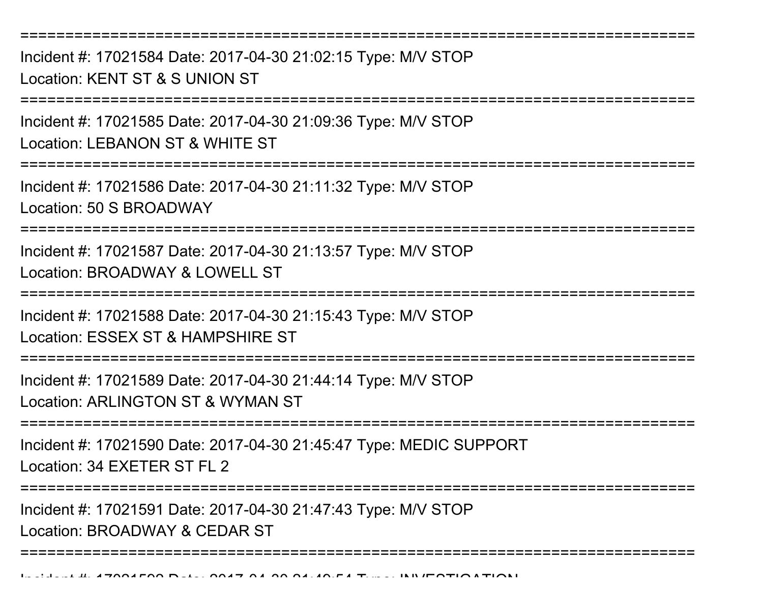==============================================================================

Incident #: 17021584 Date: 2017-04-30 21:02:15 Type: M/V STOP
Location: KENT ST & S UNION ST

==============================================================================

Incident #: 17021585 Date: 2017-04-30 21:09:36 Type: M/V STOP
Location: LEBANON ST & WHITE ST

==============================================================================

Incident #: 17021586 Date: 2017-04-30 21:11:32 Type: M/V STOP
Location: 50 S BROADWAY

==============================================================================

Incident #: 17021587 Date: 2017-04-30 21:13:57 Type: M/V STOP
Location: BROADWAY & LOWELL ST

==============================================================================

Incident #: 17021588 Date: 2017-04-30 21:15:43 Type: M/V STOP
Location: ESSEX ST & HAMPSHIRE ST

==============================================================================

Incident #: 17021589 Date: 2017-04-30 21:44:14 Type: M/V STOP
Location: ARLINGTON ST & WYMAN ST

==============================================================================

Incident #: 17021590 Date: 2017-04-30 21:45:47 Type: MEDIC SUPPORT
Location: 34 EXETER ST FL 2

==============================================================================

Incident #: 17021591 Date: 2017-04-30 21:47:43 Type: M/V STOP
Location: BROADWAY & CEDAR ST

==============================================================================

Incident #: 17021592 Date: 2017-04-30 21:49:54 Type: INVESTIGATION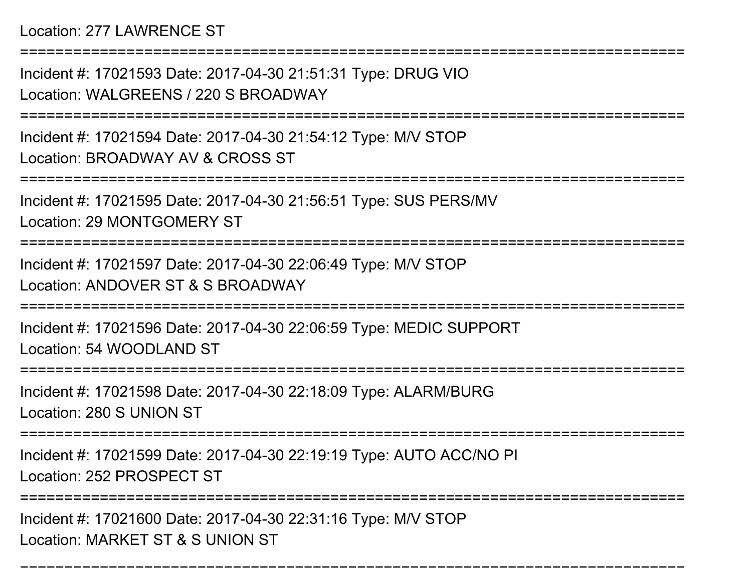Location: 277 LAWRENCE ST

===========================================================================

Incident #: 17021593 Date: 2017-04-30 21:51:31 Type: DRUG VIO
Location: WALGREENS / 220 S BROADWAY

===========================================================================

Incident #: 17021594 Date: 2017-04-30 21:54:12 Type: M/V STOP
Location: BROADWAY AV & CROSS ST

===========================================================================

Incident #: 17021595 Date: 2017-04-30 21:56:51 Type: SUS PERS/MV
Location: 29 MONTGOMERY ST

===========================================================================

Incident #: 17021597 Date: 2017-04-30 22:06:49 Type: M/V STOP
Location: ANDOVER ST & S BROADWAY

===========================================================================

Incident #: 17021596 Date: 2017-04-30 22:06:59 Type: MEDIC SUPPORT
Location: 54 WOODLAND ST

===========================================================================

Incident #: 17021598 Date: 2017-04-30 22:18:09 Type: ALARM/BURG
Location: 280 S UNION ST

===========================================================================

Incident #: 17021599 Date: 2017-04-30 22:19:19 Type: AUTO ACC/NO PI
Location: 252 PROSPECT ST

===========================================================================

Incident #: 17021600 Date: 2017-04-30 22:31:16 Type: M/V STOP
Location: MARKET ST & S UNION ST

---------------------------------------------------------------------------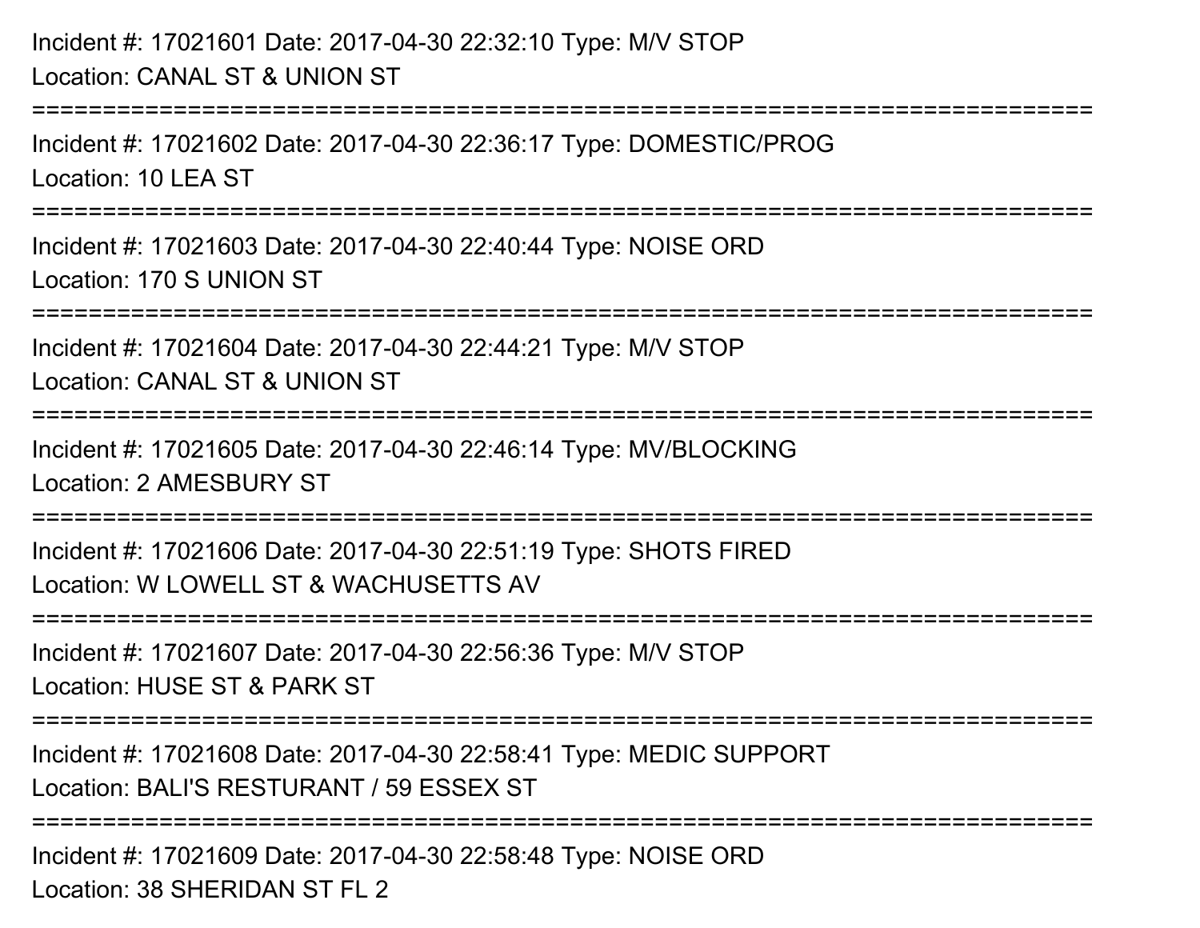Incident #: 17021601 Date: 2017-04-30 22:32:10 Type: M/V STOP
Location: CANAL ST & UNION ST

===========================================================================

Incident #: 17021602 Date: 2017-04-30 22:36:17 Type: DOMESTIC/PROG
Location: 10 LEA ST

===========================================================================

Incident #: 17021603 Date: 2017-04-30 22:40:44 Type: NOISE ORD
Location: 170 S UNION ST

===========================================================================

Incident #: 17021604 Date: 2017-04-30 22:44:21 Type: M/V STOP
Location: CANAL ST & UNION ST

===========================================================================

Incident #: 17021605 Date: 2017-04-30 22:46:14 Type: MV/BLOCKING
Location: 2 AMESBURY ST

===========================================================================

Incident #: 17021606 Date: 2017-04-30 22:51:19 Type: SHOTS FIRED
Location: W LOWELL ST & WACHUSETTS AV

===========================================================================

Incident #: 17021607 Date: 2017-04-30 22:56:36 Type: M/V STOP
Location: HUSE ST & PARK ST

===========================================================================

Incident #: 17021608 Date: 2017-04-30 22:58:41 Type: MEDIC SUPPORT
Location: BALI'S RESTURANT / 59 ESSEX ST

===========================================================================

Incident #: 17021609 Date: 2017-04-30 22:58:48 Type: NOISE ORD
Location: 38 SHERIDAN ST FL 2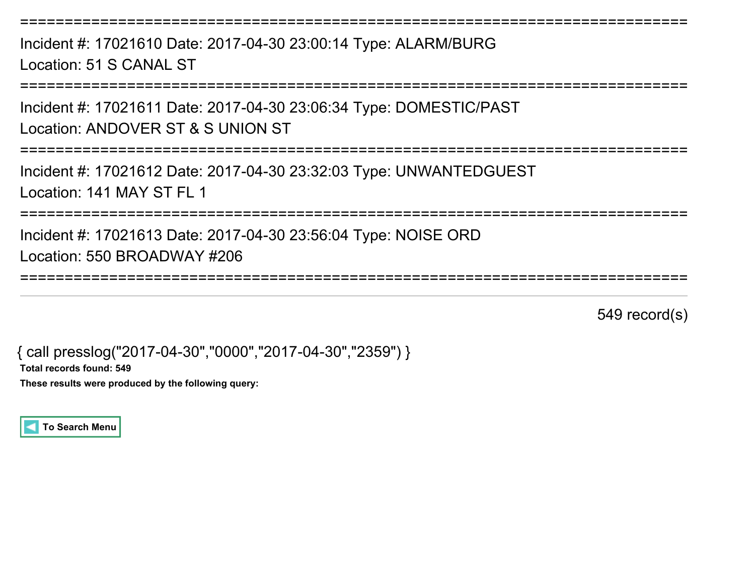===========================================================================

Incident #: 17021610 Date: 2017-04-30 23:00:14 Type: ALARM/BURG

Location: 51 S CANAL ST

===========================================================================

Incident #: 17021611 Date: 2017-04-30 23:06:34 Type: DOMESTIC/PAST

Location: ANDOVER ST & S UNION ST

===========================================================================

Incident #: 17021612 Date: 2017-04-30 23:32:03 Type: UNWANTEDGUEST

Location: 141 MAY ST FL 1

===========================================================================

Incident #: 17021613 Date: 2017-04-30 23:56:04 Type: NOISE ORD

Location: 550 BROADWAY #206

===========================================================================

---

549 record(s)

{ call presslog("2017-04-30","0000","2017-04-30","2359") }

**Total records found: 549**

**These results were produced by the following query:**

**To Search Menu**